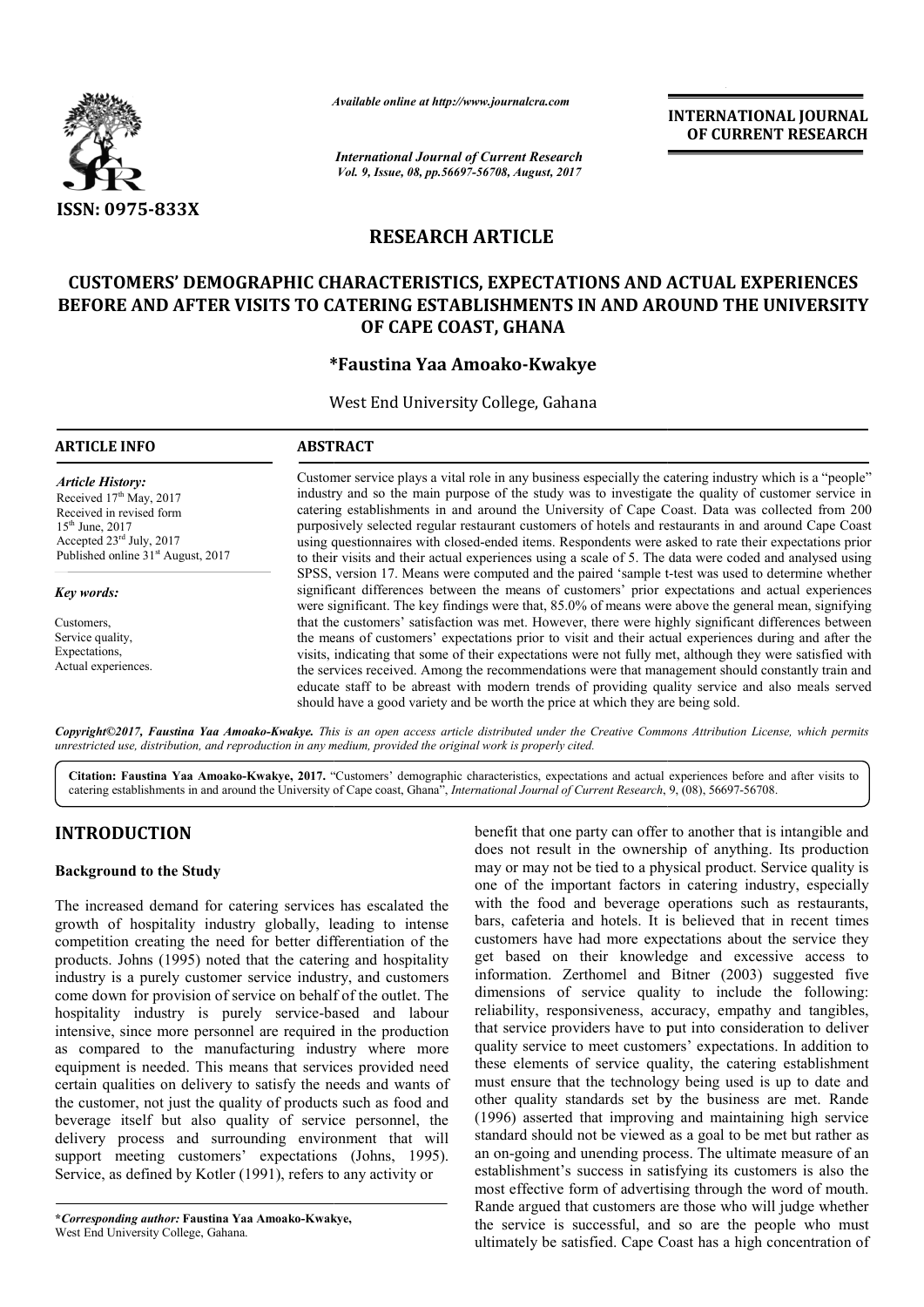# RESEARCH ARTICLE

# CUSTOMERS' DEMOGRAPHIC CHARACTERISTICS, EXPECTATIONS AND ACTUAL EXPERIENCES BEFORE AND AFTER VISITS TO CATERING ESTABLISHMENTS IN AND AROUND THE UNIVERSITY OF CAPE COAST, GHANA

**\*Faustina Yaa Amoako-Kwakye**

West End University College, Gahana

## ARTICLE INFO

*Article History:*
Received 17th May, 2017
Received in revised form
15th June, 2017
Accepted 23rd July, 2017
Published online 31st August, 2017

*Key words:*

Customers,
Service quality,
Expectations,
Actual experiences.

## ABSTRACT

Customer service plays a vital role in any business especially the catering industry which is a "people" industry and so the main purpose of the study was to investigate the quality of customer service in catering establishments in and around the University of Cape Coast. Data was collected from 200 purposively selected regular restaurant customers of hotels and restaurants in and around Cape Coast using questionnaires with closed-ended items. Respondents were asked to rate their expectations prior to their visits and their actual experiences using a scale of 5. The data were coded and analysed using SPSS, version 17. Means were computed and the paired 'sample t-test was used to determine whether significant differences between the means of customers' prior expectations and actual experiences were significant. The key findings were that, 85.0% of means were above the general mean, signifying that the customers' satisfaction was met. However, there were highly significant differences between the means of customers' expectations prior to visit and their actual experiences during and after the visits, indicating that some of their expectations were not fully met, although they were satisfied with the services received. Among the recommendations were that management should constantly train and educate staff to be abreast with modern trends of providing quality service and also meals served should have a good variety and be worth the price at which they are being sold.

*Copyright©2017, Faustina Yaa Amoako-Kwakye. This is an open access article distributed under the Creative Commons Attribution License, which permits unrestricted use, distribution, and reproduction in any medium, provided the original work is properly cited.*

**Citation: Faustina Yaa Amoako-Kwakye, 2017.** "Customers' demographic characteristics, expectations and actual experiences before and after visits to catering establishments in and around the University of Cape coast, Ghana", *International Journal of Current Research*, 9, (08), 56697-56708.

# INTRODUCTION

### Background to the Study

The increased demand for catering services has escalated the growth of hospitality industry globally, leading to intense competition creating the need for better differentiation of the products. Johns (1995) noted that the catering and hospitality industry is a purely customer service industry, and customers come down for provision of service on behalf of the outlet. The hospitality industry is purely service-based and labour intensive, since more personnel are required in the production as compared to the manufacturing industry where more equipment is needed. This means that services provided need certain qualities on delivery to satisfy the needs and wants of the customer, not just the quality of products such as food and beverage itself but also quality of service personnel, the delivery process and surrounding environment that will support meeting customers' expectations (Johns, 1995). Service, as defined by Kotler (1991), refers to any activity or benefit that one party can offer to another that is intangible and does not result in the ownership of anything. Its production may or may not be tied to a physical product. Service quality is one of the important factors in catering industry, especially with the food and beverage operations such as restaurants, bars, cafeteria and hotels. It is believed that in recent times customers have had more expectations about the service they get based on their knowledge and excessive access to information. Zerthomel and Bitner (2003) suggested five dimensions of service quality to include the following: reliability, responsiveness, accuracy, empathy and tangibles, that service providers have to put into consideration to deliver quality service to meet customers' expectations. In addition to these elements of service quality, the catering establishment must ensure that the technology being used is up to date and other quality standards set by the business are met. Rande (1996) asserted that improving and maintaining high service standard should not be viewed as a goal to be met but rather as an on-going and unending process. The ultimate measure of an establishment's success in satisfying its customers is also the most effective form of advertising through the word of mouth. Rande argued that customers are those who will judge whether the service is successful, and so are the people who must ultimately be satisfied. Cape Coast has a high concentration of

---

**\*Corresponding author: Faustina Yaa Amoako-Kwakye,**
West End University College, Gahana.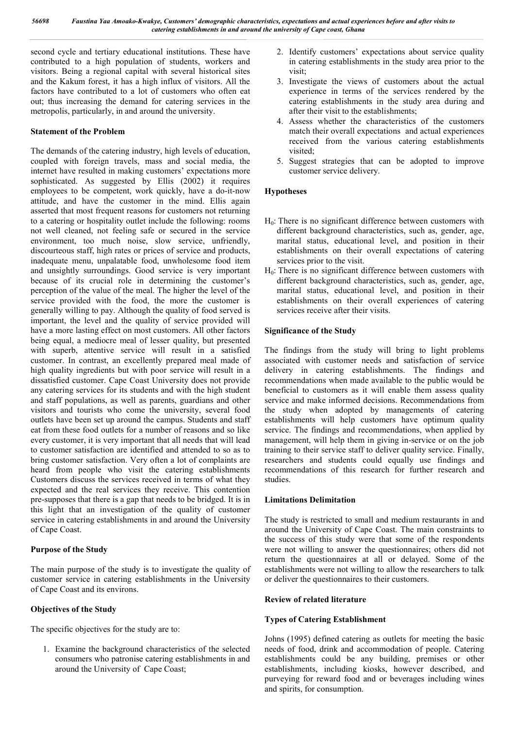second cycle and tertiary educational institutions. These have contributed to a high population of students, workers and visitors. Being a regional capital with several historical sites and the Kakum forest, it has a high influx of visitors. All the factors have contributed to a lot of customers who often eat out; thus increasing the demand for catering services in the metropolis, particularly, in and around the university.

## Statement of the Problem

The demands of the catering industry, high levels of education, coupled with foreign travels, mass and social media, the internet have resulted in making customers' expectations more sophisticated. As suggested by Ellis (2002) it requires employees to be competent, work quickly, have a do-it-now attitude, and have the customer in the mind. Ellis again asserted that most frequent reasons for customers not returning to a catering or hospitality outlet include the following: rooms not well cleaned, not feeling safe or secured in the service environment, too much noise, slow service, unfriendly, discourteous staff, high rates or prices of service and products, inadequate menu, unpalatable food, unwholesome food item and unsightly surroundings. Good service is very important because of its crucial role in determining the customer's perception of the value of the meal. The higher the level of the service provided with the food, the more the customer is generally willing to pay. Although the quality of food served is important, the level and the quality of service provided will have a more lasting effect on most customers. All other factors being equal, a mediocre meal of lesser quality, but presented with superb, attentive service will result in a satisfied customer. In contrast, an excellently prepared meal made of high quality ingredients but with poor service will result in a dissatisfied customer. Cape Coast University does not provide any catering services for its students and with the high student and staff populations, as well as parents, guardians and other visitors and tourists who come the university, several food outlets have been set up around the campus. Students and staff eat from these food outlets for a number of reasons and so like every customer, it is very important that all needs that will lead to customer satisfaction are identified and attended to so as to bring customer satisfaction. Very often a lot of complaints are heard from people who visit the catering establishments Customers discuss the services received in terms of what they expected and the real services they receive. This contention pre-supposes that there is a gap that needs to be bridged. It is in this light that an investigation of the quality of customer service in catering establishments in and around the University of Cape Coast.

## Purpose of the Study

The main purpose of the study is to investigate the quality of customer service in catering establishments in the University of Cape Coast and its environs.

## Objectives of the Study

The specific objectives for the study are to:

1. Examine the background characteristics of the selected consumers who patronise catering establishments in and around the University of Cape Coast;
2. Identify customers' expectations about service quality in catering establishments in the study area prior to the visit;
3. Investigate the views of customers about the actual experience in terms of the services rendered by the catering establishments in the study area during and after their visit to the establishments;
4. Assess whether the characteristics of the customers match their overall expectations and actual experiences received from the various catering establishments visited;
5. Suggest strategies that can be adopted to improve customer service delivery.

## Hypotheses

$H_0$: There is no significant difference between customers with different background characteristics, such as, gender, age, marital status, educational level, and position in their establishments on their overall expectations of catering services prior to the visit.

$H_0$: There is no significant difference between customers with different background characteristics, such as, gender, age, marital status, educational level, and position in their establishments on their overall experiences of catering services receive after their visits.

## Significance of the Study

The findings from the study will bring to light problems associated with customer needs and satisfaction of service delivery in catering establishments. The findings and recommendations when made available to the public would be beneficial to customers as it will enable them assess quality service and make informed decisions. Recommendations from the study when adopted by managements of catering establishments will help customers have optimum quality service. The findings and recommendations, when applied by management, will help them in giving in-service or on the job training to their service staff to deliver quality service. Finally, researchers and students could equally use findings and recommendations of this research for further research and studies.

## Limitations Delimitation

The study is restricted to small and medium restaurants in and around the University of Cape Coast. The main constraints to the success of this study were that some of the respondents were not willing to answer the questionnaires; others did not return the questionnaires at all or delayed. Some of the establishments were not willing to allow the researchers to talk or deliver the questionnaires to their customers.

## Review of related literature

### Types of Catering Establishment

Johns (1995) defined catering as outlets for meeting the basic needs of food, drink and accommodation of people. Catering establishments could be any building, premises or other establishments, including kiosks, however described, and purveying for reward food and or beverages including wines and spirits, for consumption.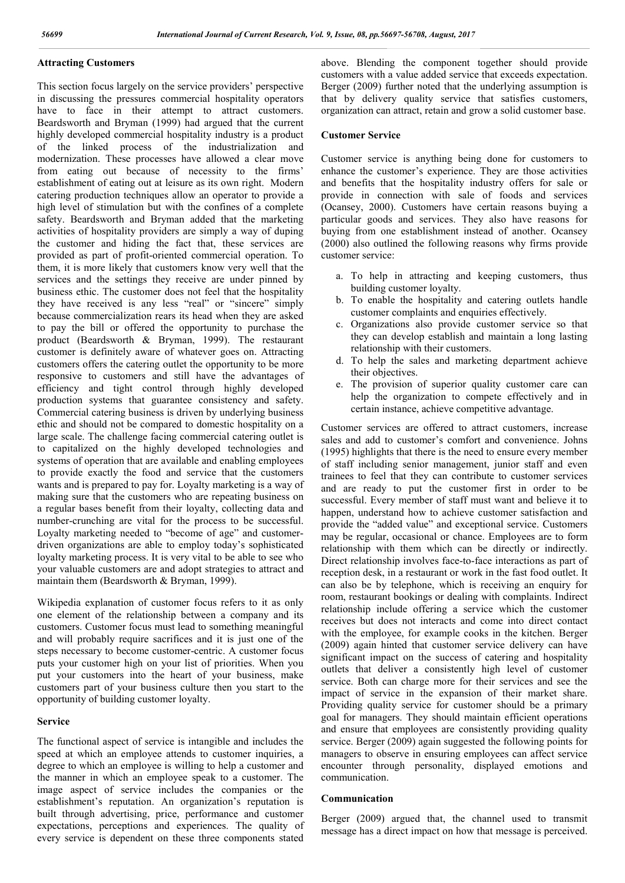### Attracting Customers

This section focus largely on the service providers' perspective in discussing the pressures commercial hospitality operators have to face in their attempt to attract customers. Beardsworth and Bryman (1999) had argued that the current highly developed commercial hospitality industry is a product of the linked process of the industrialization and modernization. These processes have allowed a clear move from eating out because of necessity to the firms' establishment of eating out at leisure as its own right. Modern catering production techniques allow an operator to provide a high level of stimulation but with the confines of a complete safety. Beardsworth and Bryman added that the marketing activities of hospitality providers are simply a way of duping the customer and hiding the fact that, these services are provided as part of profit-oriented commercial operation. To them, it is more likely that customers know very well that the services and the settings they receive are under pinned by business ethic. The customer does not feel that the hospitality they have received is any less "real" or "sincere" simply because commercialization rears its head when they are asked to pay the bill or offered the opportunity to purchase the product (Beardsworth & Bryman, 1999). The restaurant customer is definitely aware of whatever goes on. Attracting customers offers the catering outlet the opportunity to be more responsive to customers and still have the advantages of efficiency and tight control through highly developed production systems that guarantee consistency and safety. Commercial catering business is driven by underlying business ethic and should not be compared to domestic hospitality on a large scale. The challenge facing commercial catering outlet is to capitalized on the highly developed technologies and systems of operation that are available and enabling employees to provide exactly the food and service that the customers wants and is prepared to pay for. Loyalty marketing is a way of making sure that the customers who are repeating business on a regular bases benefit from their loyalty, collecting data and number-crunching are vital for the process to be successful. Loyalty marketing needed to "become of age" and customer-driven organizations are able to employ today's sophisticated loyalty marketing process. It is very vital to be able to see who your valuable customers are and adopt strategies to attract and maintain them (Beardsworth & Bryman, 1999).

Wikipedia explanation of customer focus refers to it as only one element of the relationship between a company and its customers. Customer focus must lead to something meaningful and will probably require sacrifices and it is just one of the steps necessary to become customer-centric. A customer focus puts your customer high on your list of priorities. When you put your customers into the heart of your business, make customers part of your business culture then you start to the opportunity of building customer loyalty.

### Service

The functional aspect of service is intangible and includes the speed at which an employee attends to customer inquiries, a degree to which an employee is willing to help a customer and the manner in which an employee speak to a customer. The image aspect of service includes the companies or the establishment's reputation. An organization's reputation is built through advertising, price, performance and customer expectations, perceptions and experiences. The quality of every service is dependent on these three components stated above. Blending the component together should provide customers with a value added service that exceeds expectation. Berger (2009) further noted that the underlying assumption is that by delivery quality service that satisfies customers, organization can attract, retain and grow a solid customer base.

### Customer Service

Customer service is anything being done for customers to enhance the customer's experience. They are those activities and benefits that the hospitality industry offers for sale or provide in connection with sale of foods and services (Ocansey, 2000). Customers have certain reasons buying a particular goods and services. They also have reasons for buying from one establishment instead of another. Ocansey (2000) also outlined the following reasons why firms provide customer service:

a. To help in attracting and keeping customers, thus building customer loyalty.
b. To enable the hospitality and catering outlets handle customer complaints and enquiries effectively.
c. Organizations also provide customer service so that they can develop establish and maintain a long lasting relationship with their customers.
d. To help the sales and marketing department achieve their objectives.
e. The provision of superior quality customer care can help the organization to compete effectively and in certain instance, achieve competitive advantage.

Customer services are offered to attract customers, increase sales and add to customer's comfort and convenience. Johns (1995) highlights that there is the need to ensure every member of staff including senior management, junior staff and even trainees to feel that they can contribute to customer services and are ready to put the customer first in order to be successful. Every member of staff must want and believe it to happen, understand how to achieve customer satisfaction and provide the "added value" and exceptional service. Customers may be regular, occasional or chance. Employees are to form relationship with them which can be directly or indirectly. Direct relationship involves face-to-face interactions as part of reception desk, in a restaurant or work in the fast food outlet. It can also be by telephone, which is receiving an enquiry for room, restaurant bookings or dealing with complaints. Indirect relationship include offering a service which the customer receives but does not interacts and come into direct contact with the employee, for example cooks in the kitchen. Berger (2009) again hinted that customer service delivery can have significant impact on the success of catering and hospitality outlets that deliver a consistently high level of customer service. Both can charge more for their services and see the impact of service in the expansion of their market share. Providing quality service for customer should be a primary goal for managers. They should maintain efficient operations and ensure that employees are consistently providing quality service. Berger (2009) again suggested the following points for managers to observe in ensuring employees can affect service encounter through personality, displayed emotions and communication.

### Communication

Berger (2009) argued that, the channel used to transmit message has a direct impact on how that message is perceived.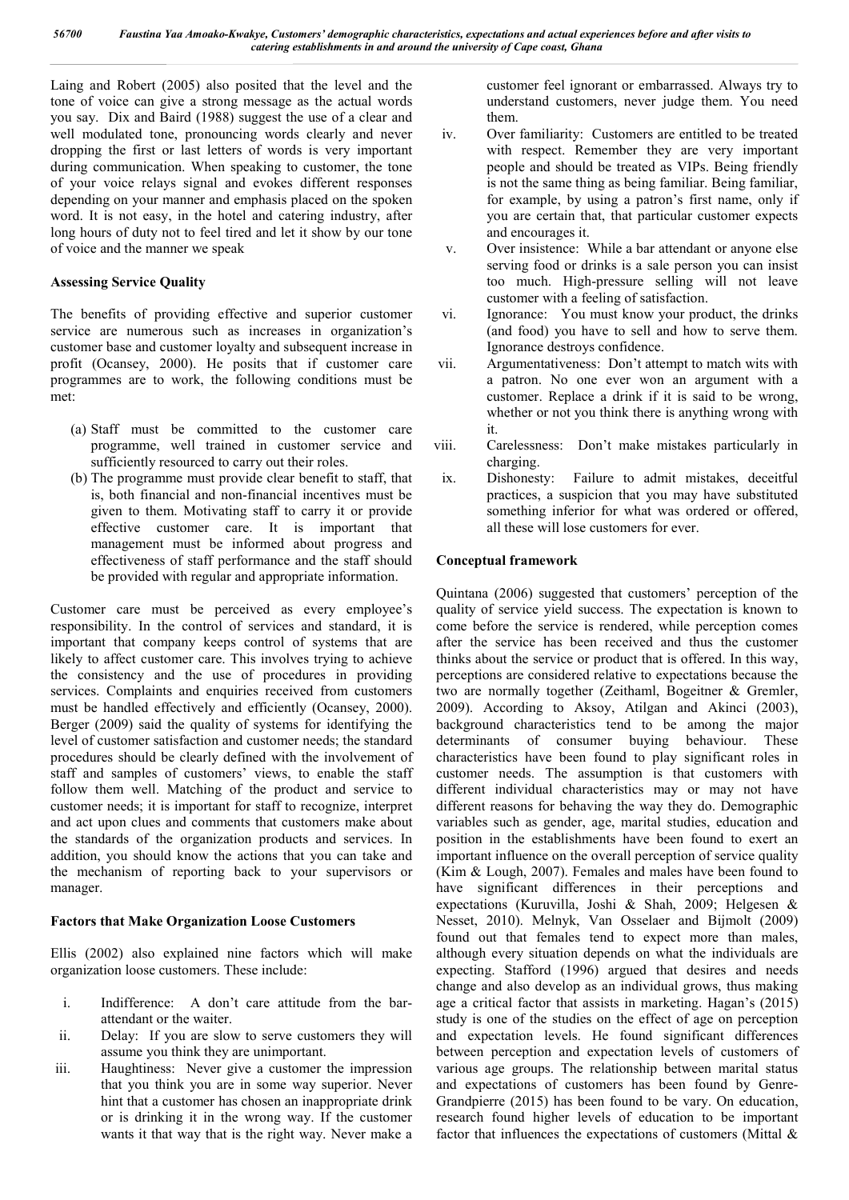Laing and Robert (2005) also posited that the level and the tone of voice can give a strong message as the actual words you say. Dix and Baird (1988) suggest the use of a clear and well modulated tone, pronouncing words clearly and never dropping the first or last letters of words is very important during communication. When speaking to customer, the tone of your voice relays signal and evokes different responses depending on your manner and emphasis placed on the spoken word. It is not easy, in the hotel and catering industry, after long hours of duty not to feel tired and let it show by our tone of voice and the manner we speak

**Assessing Service Quality**

The benefits of providing effective and superior customer service are numerous such as increases in organization's customer base and customer loyalty and subsequent increase in profit (Ocansey, 2000). He posits that if customer care programmes are to work, the following conditions must be met:

(a) Staff must be committed to the customer care programme, well trained in customer service and sufficiently resourced to carry out their roles.
(b) The programme must provide clear benefit to staff, that is, both financial and non-financial incentives must be given to them. Motivating staff to carry it or provide effective customer care. It is important that management must be informed about progress and effectiveness of staff performance and the staff should be provided with regular and appropriate information.

Customer care must be perceived as every employee's responsibility. In the control of services and standard, it is important that company keeps control of systems that are likely to affect customer care. This involves trying to achieve the consistency and the use of procedures in providing services. Complaints and enquiries received from customers must be handled effectively and efficiently (Ocansey, 2000). Berger (2009) said the quality of systems for identifying the level of customer satisfaction and customer needs; the standard procedures should be clearly defined with the involvement of staff and samples of customers' views, to enable the staff follow them well. Matching of the product and service to customer needs; it is important for staff to recognize, interpret and act upon clues and comments that customers make about the standards of the organization products and services. In addition, you should know the actions that you can take and the mechanism of reporting back to your supervisors or manager.

**Factors that Make Organization Loose Customers**

Ellis (2002) also explained nine factors which will make organization loose customers. These include:

i. Indifference: A don't care attitude from the bar-attendant or the waiter.
ii. Delay: If you are slow to serve customers they will assume you think they are unimportant.
iii. Haughtiness: Never give a customer the impression that you think you are in some way superior. Never hint that a customer has chosen an inappropriate drink or is drinking it in the wrong way. If the customer wants it that way that is the right way. Never make a customer feel ignorant or embarrassed. Always try to understand customers, never judge them. You need them.
iv. Over familiarity: Customers are entitled to be treated with respect. Remember they are very important people and should be treated as VIPs. Being friendly is not the same thing as being familiar. Being familiar, for example, by using a patron's first name, only if you are certain that, that particular customer expects and encourages it.
v. Over insistence: While a bar attendant or anyone else serving food or drinks is a sale person you can insist too much. High-pressure selling will not leave customer with a feeling of satisfaction.
vi. Ignorance: You must know your product, the drinks (and food) you have to sell and how to serve them. Ignorance destroys confidence.
vii. Argumentativeness: Don't attempt to match wits with a patron. No one ever won an argument with a customer. Replace a drink if it is said to be wrong, whether or not you think there is anything wrong with it.
viii. Carelessness: Don't make mistakes particularly in charging.
ix. Dishonesty: Failure to admit mistakes, deceitful practices, a suspicion that you may have substituted something inferior for what was ordered or offered, all these will lose customers for ever.

**Conceptual framework**

Quintana (2006) suggested that customers' perception of the quality of service yield success. The expectation is known to come before the service is rendered, while perception comes after the service has been received and thus the customer thinks about the service or product that is offered. In this way, perceptions are considered relative to expectations because the two are normally together (Zeithaml, Bogeitner & Gremler, 2009). According to Aksoy, Atilgan and Akinci (2003), background characteristics tend to be among the major determinants of consumer buying behaviour. These characteristics have been found to play significant roles in customer needs. The assumption is that customers with different individual characteristics may or may not have different reasons for behaving the way they do. Demographic variables such as gender, age, marital studies, education and position in the establishments have been found to exert an important influence on the overall perception of service quality (Kim & Lough, 2007). Females and males have been found to have significant differences in their perceptions and expectations (Kuruvilla, Joshi & Shah, 2009; Helgesen & Nesset, 2010). Melnyk, Van Osselaer and Bijmolt (2009) found out that females tend to expect more than males, although every situation depends on what the individuals are expecting. Stafford (1996) argued that desires and needs change and also develop as an individual grows, thus making age a critical factor that assists in marketing. Hagan's (2015) study is one of the studies on the effect of age on perception and expectation levels. He found significant differences between perception and expectation levels of customers of various age groups. The relationship between marital status and expectations of customers has been found by Genre-Grandpierre (2015) has been found to be vary. On education, research found higher levels of education to be important factor that influences the expectations of customers (Mittal &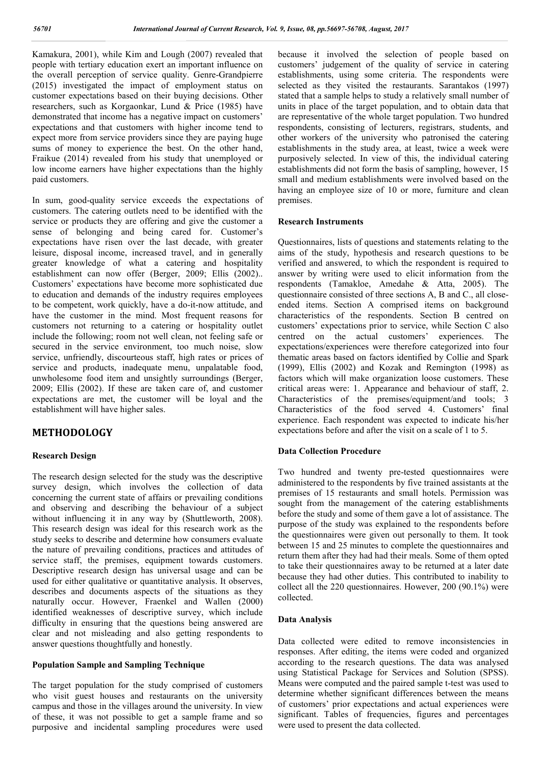Kamakura, 2001), while Kim and Lough (2007) revealed that people with tertiary education exert an important influence on the overall perception of service quality. Genre-Grandpierre (2015) investigated the impact of employment status on customer expectations based on their buying decisions. Other researchers, such as Korgaonkar, Lund & Price (1985) have demonstrated that income has a negative impact on customers' expectations and that customers with higher income tend to expect more from service providers since they are paying huge sums of money to experience the best. On the other hand, Fraikue (2014) revealed from his study that unemployed or low income earners have higher expectations than the highly paid customers.

In sum, good-quality service exceeds the expectations of customers. The catering outlets need to be identified with the service or products they are offering and give the customer a sense of belonging and being cared for. Customer's expectations have risen over the last decade, with greater leisure, disposal income, increased travel, and in generally greater knowledge of what a catering and hospitality establishment can now offer (Berger, 2009; Ellis (2002).. Customers' expectations have become more sophisticated due to education and demands of the industry requires employees to be competent, work quickly, have a do-it-now attitude, and have the customer in the mind. Most frequent reasons for customers not returning to a catering or hospitality outlet include the following; room not well clean, not feeling safe or secured in the service environment, too much noise, slow service, unfriendly, discourteous staff, high rates or prices of service and products, inadequate menu, unpalatable food, unwholesome food item and unsightly surroundings (Berger, 2009; Ellis (2002). If these are taken care of, and customer expectations are met, the customer will be loyal and the establishment will have higher sales.

## METHODOLOGY

### Research Design

The research design selected for the study was the descriptive survey design, which involves the collection of data concerning the current state of affairs or prevailing conditions and observing and describing the behaviour of a subject without influencing it in any way by (Shuttleworth, 2008). This research design was ideal for this research work as the study seeks to describe and determine how consumers evaluate the nature of prevailing conditions, practices and attitudes of service staff, the premises, equipment towards customers. Descriptive research design has universal usage and can be used for either qualitative or quantitative analysis. It observes, describes and documents aspects of the situations as they naturally occur. However, Fraenkel and Wallen (2000) identified weaknesses of descriptive survey, which include difficulty in ensuring that the questions being answered are clear and not misleading and also getting respondents to answer questions thoughtfully and honestly.

### Population Sample and Sampling Technique

The target population for the study comprised of customers who visit guest houses and restaurants on the university campus and those in the villages around the university. In view of these, it was not possible to get a sample frame and so purposive and incidental sampling procedures were used because it involved the selection of people based on customers' judgement of the quality of service in catering establishments, using some criteria. The respondents were selected as they visited the restaurants. Sarantakos (1997) stated that a sample helps to study a relatively small number of units in place of the target population, and to obtain data that are representative of the whole target population. Two hundred respondents, consisting of lecturers, registrars, students, and other workers of the university who patronised the catering establishments in the study area, at least, twice a week were purposively selected. In view of this, the individual catering establishments did not form the basis of sampling, however, 15 small and medium establishments were involved based on the having an employee size of 10 or more, furniture and clean premises.

### Research Instruments

Questionnaires, lists of questions and statements relating to the aims of the study, hypothesis and research questions to be verified and answered, to which the respondent is required to answer by writing were used to elicit information from the respondents (Tamakloe, Amedahe & Atta, 2005). The questionnaire consisted of three sections A, B and C., all close-ended items. Section A comprised items on background characteristics of the respondents. Section B centred on customers' expectations prior to service, while Section C also centred on the actual customers' experiences. The expectations/experiences were therefore categorized into four thematic areas based on factors identified by Collie and Spark (1999), Ellis (2002) and Kozak and Remington (1998) as factors which will make organization loose customers. These critical areas were: 1. Appearance and behaviour of staff, 2. Characteristics of the premises/equipment/and tools; 3 Characteristics of the food served 4. Customers' final experience. Each respondent was expected to indicate his/her expectations before and after the visit on a scale of 1 to 5.

### Data Collection Procedure

Two hundred and twenty pre-tested questionnaires were administered to the respondents by five trained assistants at the premises of 15 restaurants and small hotels. Permission was sought from the management of the catering establishments before the study and some of them gave a lot of assistance. The purpose of the study was explained to the respondents before the questionnaires were given out personally to them. It took between 15 and 25 minutes to complete the questionnaires and return them after they had had their meals. Some of them opted to take their questionnaires away to be returned at a later date because they had other duties. This contributed to inability to collect all the 220 questionnaires. However, 200 (90.1%) were collected.

### Data Analysis

Data collected were edited to remove inconsistencies in responses. After editing, the items were coded and organized according to the research questions. The data was analysed using Statistical Package for Services and Solution (SPSS). Means were computed and the paired sample t-test was used to determine whether significant differences between the means of customers' prior expectations and actual experiences were significant. Tables of frequencies, figures and percentages were used to present the data collected.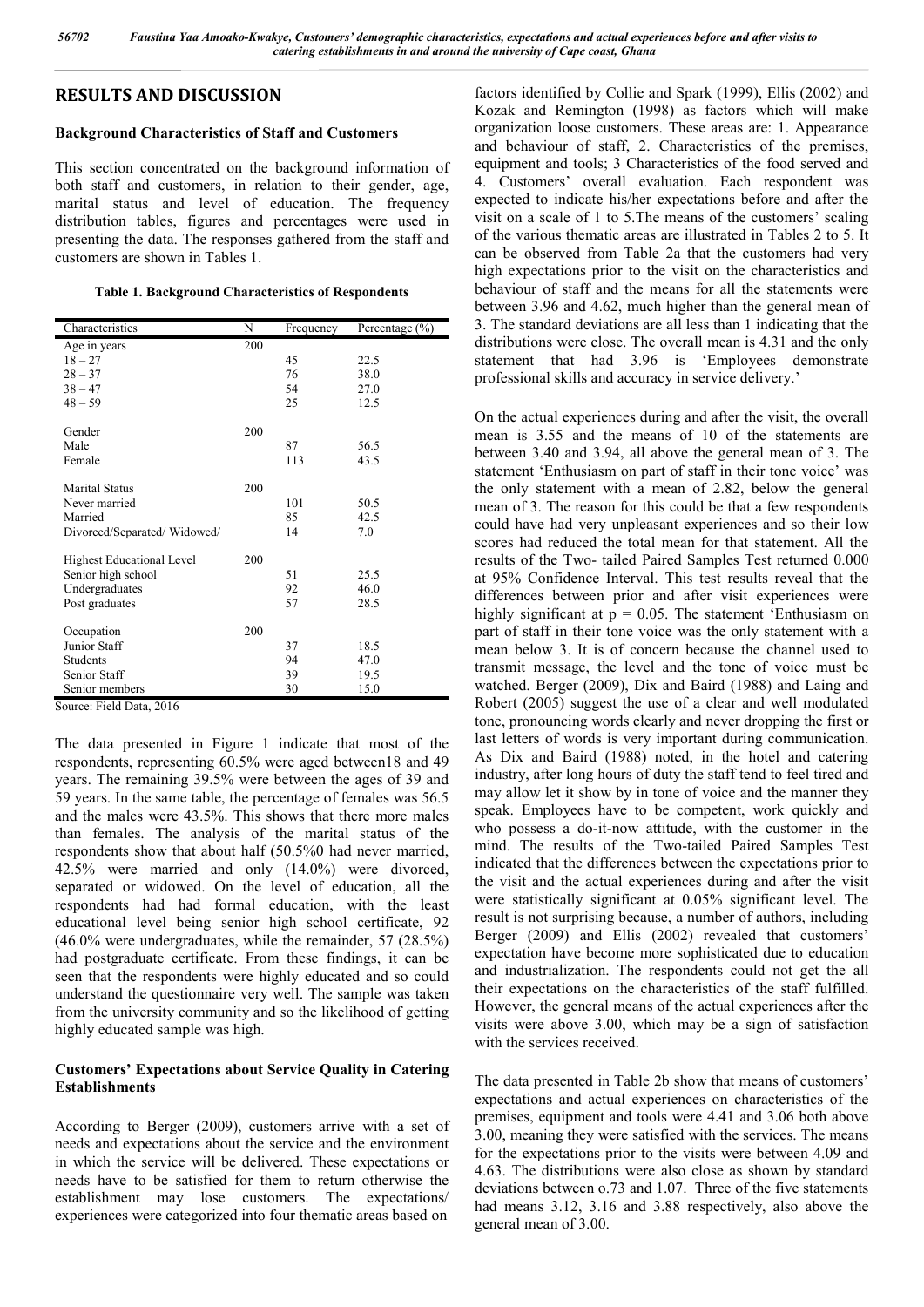## RESULTS AND DISCUSSION

### Background Characteristics of Staff and Customers

This section concentrated on the background information of both staff and customers, in relation to their gender, age, marital status and level of education. The frequency distribution tables, figures and percentages were used in presenting the data. The responses gathered from the staff and customers are shown in Tables 1.

**Table 1. Background Characteristics of Respondents**

| Characteristics | N | Frequency | Percentage (%) |
|---|---|---|---|
| Age in years | 200 | | |
| 18 – 27 | | 45 | 22.5 |
| 28 – 37 | | 76 | 38.0 |
| 38 – 47 | | 54 | 27.0 |
| 48 – 59 | | 25 | 12.5 |
| Gender | 200 | | |
| Male | | 87 | 56.5 |
| Female | | 113 | 43.5 |
| Marital Status | 200 | | |
| Never married | | 101 | 50.5 |
| Married | | 85 | 42.5 |
| Divorced/Separated/ Widowed/ | | 14 | 7.0 |
| Highest Educational Level | 200 | | |
| Senior high school | | 51 | 25.5 |
| Undergraduates | | 92 | 46.0 |
| Post graduates | | 57 | 28.5 |
| Occupation | 200 | | |
| Junior Staff | | 37 | 18.5 |
| Students | | 94 | 47.0 |
| Senior Staff | | 39 | 19.5 |
| Senior members | | 30 | 15.0 |

Source: Field Data, 2016

The data presented in Figure 1 indicate that most of the respondents, representing 60.5% were aged between18 and 49 years. The remaining 39.5% were between the ages of 39 and 59 years. In the same table, the percentage of females was 56.5 and the males were 43.5%. This shows that there more males than females. The analysis of the marital status of the respondents show that about half (50.5%0 had never married, 42.5% were married and only (14.0%) were divorced, separated or widowed. On the level of education, all the respondents had had formal education, with the least educational level being senior high school certificate, 92 (46.0% were undergraduates, while the remainder, 57 (28.5%) had postgraduate certificate. From these findings, it can be seen that the respondents were highly educated and so could understand the questionnaire very well. The sample was taken from the university community and so the likelihood of getting highly educated sample was high.

### Customers' Expectations about Service Quality in Catering Establishments

According to Berger (2009), customers arrive with a set of needs and expectations about the service and the environment in which the service will be delivered. These expectations or needs have to be satisfied for them to return otherwise the establishment may lose customers. The expectations/ experiences were categorized into four thematic areas based on factors identified by Collie and Spark (1999), Ellis (2002) and Kozak and Remington (1998) as factors which will make organization loose customers. These areas are: 1. Appearance and behaviour of staff, 2. Characteristics of the premises, equipment and tools; 3 Characteristics of the food served and 4. Customers' overall evaluation. Each respondent was expected to indicate his/her expectations before and after the visit on a scale of 1 to 5.The means of the customers' scaling of the various thematic areas are illustrated in Tables 2 to 5. It can be observed from Table 2a that the customers had very high expectations prior to the visit on the characteristics and behaviour of staff and the means for all the statements were between 3.96 and 4.62, much higher than the general mean of 3. The standard deviations are all less than 1 indicating that the distributions were close. The overall mean is 4.31 and the only statement that had 3.96 is 'Employees demonstrate professional skills and accuracy in service delivery.'

On the actual experiences during and after the visit, the overall mean is 3.55 and the means of 10 of the statements are between 3.40 and 3.94, all above the general mean of 3. The statement 'Enthusiasm on part of staff in their tone voice' was the only statement with a mean of 2.82, below the general mean of 3. The reason for this could be that a few respondents could have had very unpleasant experiences and so their low scores had reduced the total mean for that statement. All the results of the Two- tailed Paired Samples Test returned 0.000 at 95% Confidence Interval. This test results reveal that the differences between prior and after visit experiences were highly significant at $p = 0.05$. The statement 'Enthusiasm on part of staff in their tone voice was the only statement with a mean below 3. It is of concern because the channel used to transmit message, the level and the tone of voice must be watched. Berger (2009), Dix and Baird (1988) and Laing and Robert (2005) suggest the use of a clear and well modulated tone, pronouncing words clearly and never dropping the first or last letters of words is very important during communication. As Dix and Baird (1988) noted, in the hotel and catering industry, after long hours of duty the staff tend to feel tired and may allow let it show by in tone of voice and the manner they speak. Employees have to be competent, work quickly and who possess a do-it-now attitude, with the customer in the mind. The results of the Two-tailed Paired Samples Test indicated that the differences between the expectations prior to the visit and the actual experiences during and after the visit were statistically significant at 0.05% significant level. The result is not surprising because, a number of authors, including Berger (2009) and Ellis (2002) revealed that customers' expectation have become more sophisticated due to education and industrialization. The respondents could not get the all their expectations on the characteristics of the staff fulfilled. However, the general means of the actual experiences after the visits were above 3.00, which may be a sign of satisfaction with the services received.

The data presented in Table 2b show that means of customers' expectations and actual experiences on characteristics of the premises, equipment and tools were 4.41 and 3.06 both above 3.00, meaning they were satisfied with the services. The means for the expectations prior to the visits were between 4.09 and 4.63. The distributions were also close as shown by standard deviations between o.73 and 1.07. Three of the five statements had means 3.12, 3.16 and 3.88 respectively, also above the general mean of 3.00.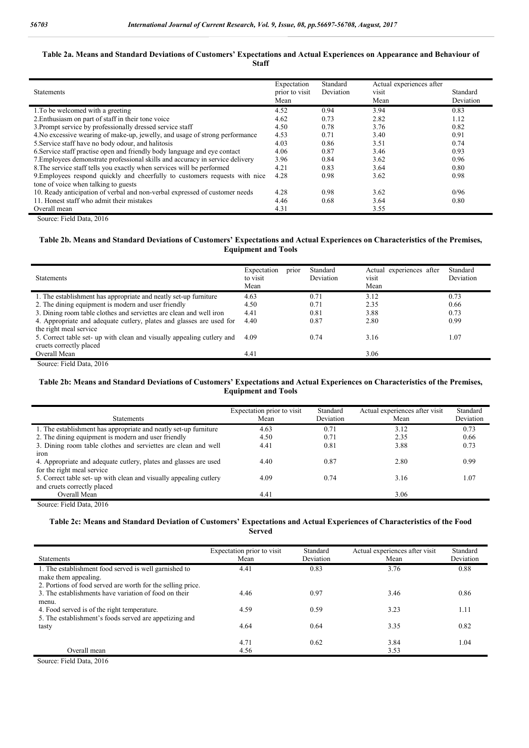**Table 2a. Means and Standard Deviations of Customers' Expectations and Actual Experiences on Appearance and Behaviour of Staff**

| Statements | Expectation prior to visit Mean | Standard Deviation | Actual experiences after visit Mean | Standard Deviation |
|---|---|---|---|---|
| 1.To be welcomed with a greeting | 4.52 | 0.94 | 3.94 | 0.83 |
| 2.Enthusiasm on part of staff in their tone voice | 4.62 | 0.73 | 2.82 | 1.12 |
| 3.Prompt service by professionally dressed service staff | 4.50 | 0.78 | 3.76 | 0.82 |
| 4.No excessive wearing of make-up, jewelly, and usage of strong performance | 4.53 | 0.71 | 3.40 | 0.91 |
| 5.Service staff have no body odour, and halitosis | 4.03 | 0.86 | 3.51 | 0.74 |
| 6.Service staff practise open and friendly body language and eye contact | 4.06 | 0.87 | 3.46 | 0.93 |
| 7.Employees demonstrate professional skills and accuracy in service delivery | 3.96 | 0.84 | 3.62 | 0.96 |
| 8.The service staff tells you exactly when services will be performed | 4.21 | 0.83 | 3.64 | 0.80 |
| 9.Employees respond quickly and cheerfully to customers requests with nice tone of voice when talking to guests | 4.28 | 0.98 | 3.62 | 0.98 |
| 10. Ready anticipation of verbal and non-verbal expressed of customer needs | 4.28 | 0.98 | 3.62 | 0/96 |
| 11. Honest staff who admit their mistakes | 4.46 | 0.68 | 3.64 | 0.80 |
| Overall mean | 4.31 | | 3.55 | |

Source: Field Data, 2016

**Table 2b. Means and Standard Deviations of Customers' Expectations and Actual Experiences on Characteristics of the Premises, Equipment and Tools**

| Statements | Expectation prior to visit Mean | Standard Deviation | Actual experiences after visit Mean | Standard Deviation |
|---|---|---|---|---|
| 1. The establishment has appropriate and neatly set-up furniture | 4.63 | 0.71 | 3.12 | 0.73 |
| 2. The dining equipment is modern and user friendly | 4.50 | 0.71 | 2.35 | 0.66 |
| 3. Dining room table clothes and serviettes are clean and well iron | 4.41 | 0.81 | 3.88 | 0.73 |
| 4. Appropriate and adequate cutlery, plates and glasses are used for the right meal service | 4.40 | 0.87 | 2.80 | 0.99 |
| 5. Correct table set- up with clean and visually appealing cutlery and cruets correctly placed | 4.09 | 0.74 | 3.16 | 1.07 |
| Overall Mean | 4.41 | | 3.06 | |

Source: Field Data, 2016

**Table 2b: Means and Standard Deviations of Customers' Expectations and Actual Experiences on Characteristics of the Premises, Equipment and Tools**

| Statements | Expectation prior to visit Mean | Standard Deviation | Actual experiences after visit Mean | Standard Deviation |
|---|---|---|---|---|
| 1. The establishment has appropriate and neatly set-up furniture | 4.63 | 0.71 | 3.12 | 0.73 |
| 2. The dining equipment is modern and user friendly | 4.50 | 0.71 | 2.35 | 0.66 |
| 3. Dining room table clothes and serviettes are clean and well iron | 4.41 | 0.81 | 3.88 | 0.73 |
| 4. Appropriate and adequate cutlery, plates and glasses are used for the right meal service | 4.40 | 0.87 | 2.80 | 0.99 |
| 5. Correct table set- up with clean and visually appealing cutlery and cruets correctly placed | 4.09 | 0.74 | 3.16 | 1.07 |
| Overall Mean | 4.41 | | 3.06 | |

Source: Field Data, 2016

**Table 2c: Means and Standard Deviation of Customers' Expectations and Actual Experiences of Characteristics of the Food Served**

| Statements | Expectation prior to visit Mean | Standard Deviation | Actual experiences after visit Mean | Standard Deviation |
|---|---|---|---|---|
| 1. The establishment food served is well garnished to make them appealing. | 4.41 | 0.83 | 3.76 | 0.88 |
| 2. Portions of food served are worth for the selling price. | | | | |
| 3. The establishments have variation of food on their menu. | 4.46 | 0.97 | 3.46 | 0.86 |
| 4. Food served is of the right temperature. | 4.59 | 0.59 | 3.23 | 1.11 |
| 5. The establishment's foods served are appetizing and tasty | 4.64 | 0.64 | 3.35 | 0.82 |
| | 4.71 | 0.62 | 3.84 | 1.04 |
| Overall mean | 4.56 | | 3.53 | |

Source: Field Data, 2016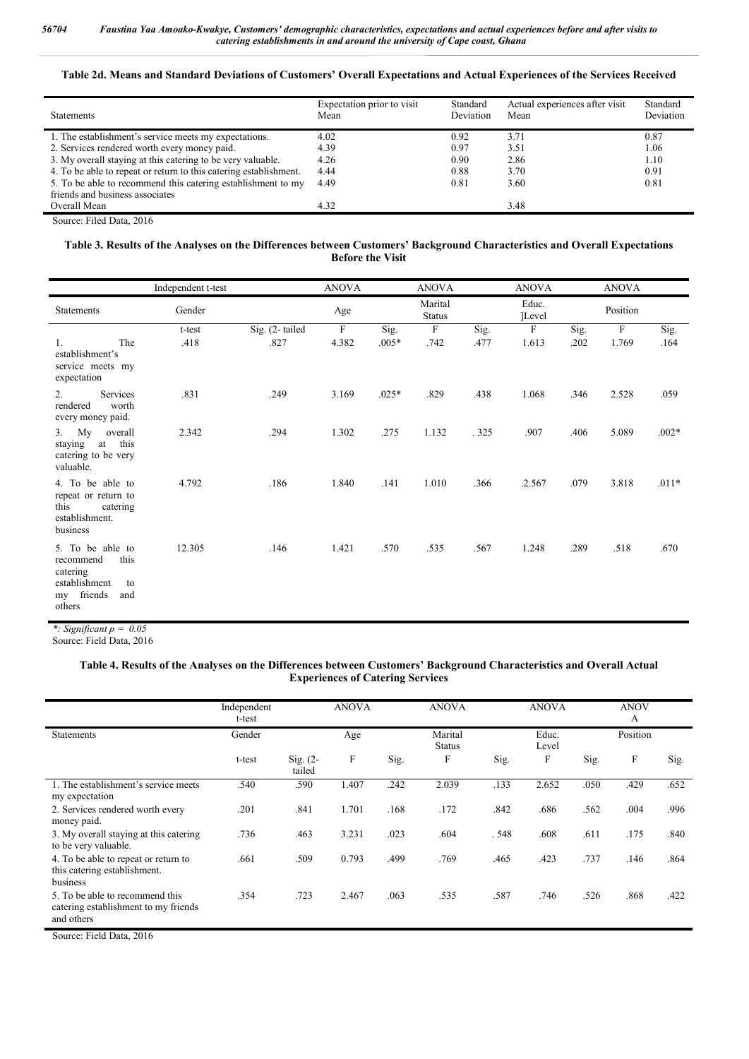**Table 2d. Means and Standard Deviations of Customers' Overall Expectations and Actual Experiences of the Services Received**

| Statements | Expectation prior to visit Mean | Standard Deviation | Actual experiences after visit Mean | Standard Deviation |
|---|---|---|---|---|
| 1. The establishment's service meets my expectations. | 4.02 | 0.92 | 3.71 | 0.87 |
| 2. Services rendered worth every money paid. | 4.39 | 0.97 | 3.51 | 1.06 |
| 3. My overall staying at this catering to be very valuable. | 4.26 | 0.90 | 2.86 | 1.10 |
| 4. To be able to repeat or return to this catering establishment. | 4.44 | 0.88 | 3.70 | 0.91 |
| 5. To be able to recommend this catering establishment to my friends and business associates | 4.49 | 0.81 | 3.60 | 0.81 |
| Overall Mean | 4.32 | | 3.48 | |

Source: Filed Data, 2016

**Table 3. Results of the Analyses on the Differences between Customers' Background Characteristics and Overall Expectations Before the Visit**

| | Independent t-test | | ANOVA | | ANOVA | | ANOVA | | ANOVA | |
|---|---|---|---|---|---|---|---|---|---|---|
| Statements | Gender | | Age | | Marital Status | | Educ. ]Level | | Position | |
| | t-test | Sig. (2- tailed | F | Sig. | F | Sig. | F | Sig. | F | Sig. |
| 1. The establishment's service meets my expectation | .418 | .827 | 4.382 | .005* | .742 | .477 | 1.613 | .202 | 1.769 | .164 |
| 2. Services rendered worth every money paid. | .831 | .249 | 3.169 | .025* | .829 | .438 | 1.068 | .346 | 2.528 | .059 |
| 3. My overall staying at this catering to be very valuable. | 2.342 | .294 | 1.302 | .275 | 1.132 | . 325 | .907 | .406 | 5.089 | .002* |
| 4. To be able to repeat or return to this catering establishment. business | 4.792 | .186 | 1.840 | .141 | 1.010 | .366 | .2.567 | .079 | 3.818 | .011* |
| 5. To be able to recommend this catering establishment to my friends and others | 12.305 | .146 | 1.421 | .570 | .535 | .567 | 1.248 | .289 | .518 | .670 |

*\*: Significant p = 0.05*

Source: Field Data, 2016

**Table 4. Results of the Analyses on the Differences between Customers' Background Characteristics and Overall Actual Experiences of Catering Services**

| | Independent t-test | | ANOVA | | ANOVA | | ANOVA | | ANOVA | |
|---|---|---|---|---|---|---|---|---|---|---|
| Statements | Gender | | Age | | Marital Status | | Educ. Level | | Position | |
| | t-test | Sig. (2-tailed | F | Sig. | F | Sig. | F | Sig. | F | Sig. |
| 1. The establishment's service meets my expectation | .540 | .590 | 1.407 | .242 | 2.039 | .133 | 2.652 | .050 | .429 | .652 |
| 2. Services rendered worth every money paid. | .201 | .841 | 1.701 | .168 | .172 | .842 | .686 | .562 | .004 | .996 |
| 3. My overall staying at this catering to be very valuable. | .736 | .463 | 3.231 | .023 | .604 | . 548 | .608 | .611 | .175 | .840 |
| 4. To be able to repeat or return to this catering establishment. business | .661 | .509 | 0.793 | .499 | .769 | .465 | .423 | .737 | .146 | .864 |
| 5. To be able to recommend this catering establishment to my friends and others | .354 | .723 | 2.467 | .063 | .535 | .587 | .746 | .526 | .868 | .422 |

Source: Field Data, 2016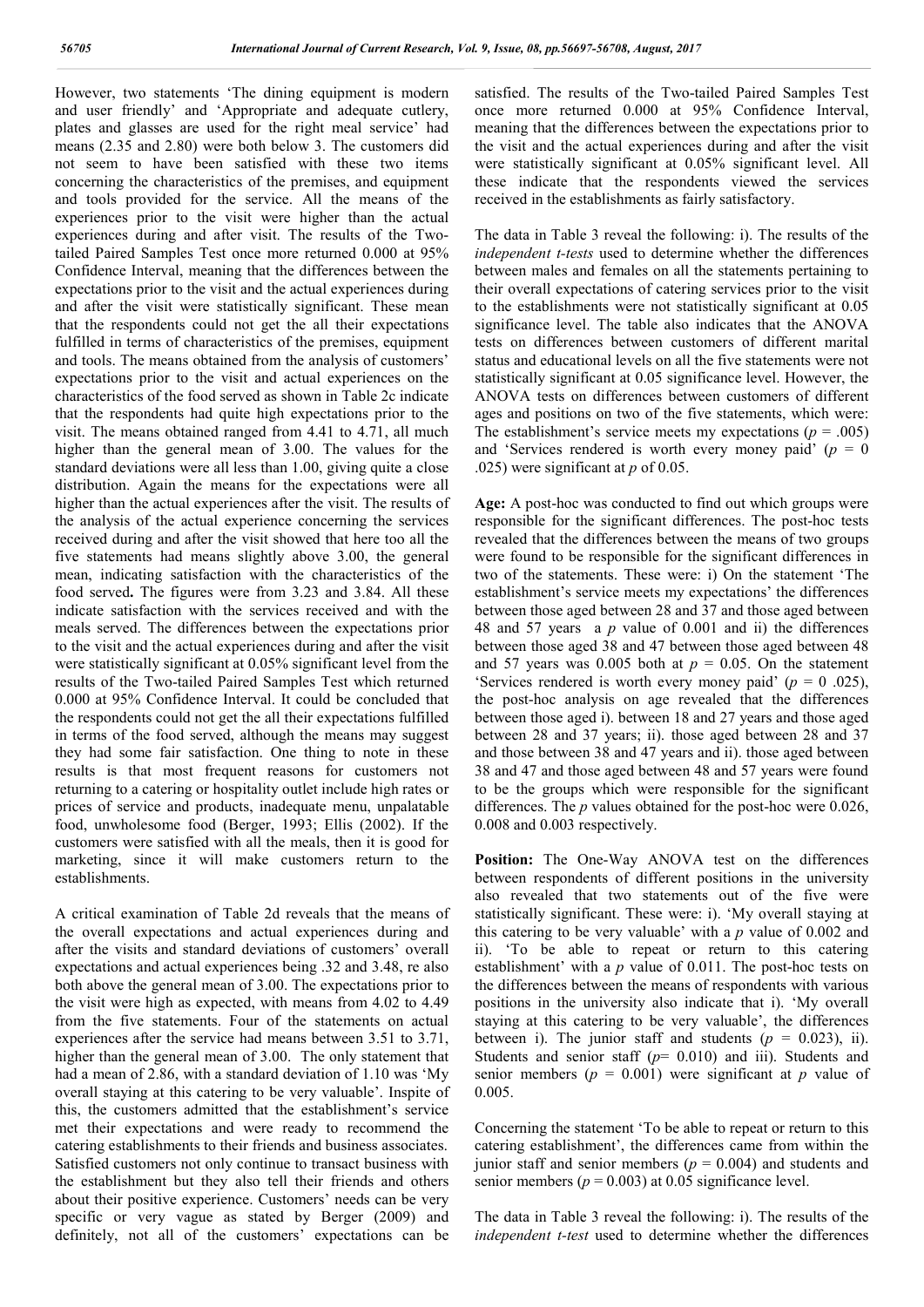However, two statements 'The dining equipment is modern and user friendly' and 'Appropriate and adequate cutlery, plates and glasses are used for the right meal service' had means (2.35 and 2.80) were both below 3. The customers did not seem to have been satisfied with these two items concerning the characteristics of the premises, and equipment and tools provided for the service. All the means of the experiences prior to the visit were higher than the actual experiences during and after visit. The results of the Two-tailed Paired Samples Test once more returned 0.000 at 95% Confidence Interval, meaning that the differences between the expectations prior to the visit and the actual experiences during and after the visit were statistically significant. These mean that the respondents could not get the all their expectations fulfilled in terms of characteristics of the premises, equipment and tools. The means obtained from the analysis of customers' expectations prior to the visit and actual experiences on the characteristics of the food served as shown in Table 2c indicate that the respondents had quite high expectations prior to the visit. The means obtained ranged from 4.41 to 4.71, all much higher than the general mean of 3.00. The values for the standard deviations were all less than 1.00, giving quite a close distribution. Again the means for the expectations were all higher than the actual experiences after the visit. The results of the analysis of the actual experience concerning the services received during and after the visit showed that here too all the five statements had means slightly above 3.00, the general mean, indicating satisfaction with the characteristics of the food served**.** The figures were from 3.23 and 3.84. All these indicate satisfaction with the services received and with the meals served. The differences between the expectations prior to the visit and the actual experiences during and after the visit were statistically significant at 0.05% significant level from the results of the Two-tailed Paired Samples Test which returned 0.000 at 95% Confidence Interval. It could be concluded that the respondents could not get the all their expectations fulfilled in terms of the food served, although the means may suggest they had some fair satisfaction. One thing to note in these results is that most frequent reasons for customers not returning to a catering or hospitality outlet include high rates or prices of service and products, inadequate menu, unpalatable food, unwholesome food (Berger, 1993; Ellis (2002). If the customers were satisfied with all the meals, then it is good for marketing, since it will make customers return to the establishments.

A critical examination of Table 2d reveals that the means of the overall expectations and actual experiences during and after the visits and standard deviations of customers' overall expectations and actual experiences being .32 and 3.48, re also both above the general mean of 3.00. The expectations prior to the visit were high as expected, with means from 4.02 to 4.49 from the five statements. Four of the statements on actual experiences after the service had means between 3.51 to 3.71, higher than the general mean of 3.00. The only statement that had a mean of 2.86, with a standard deviation of 1.10 was 'My overall staying at this catering to be very valuable'. Inspite of this, the customers admitted that the establishment's service met their expectations and were ready to recommend the catering establishments to their friends and business associates. Satisfied customers not only continue to transact business with the establishment but they also tell their friends and others about their positive experience. Customers' needs can be very specific or very vague as stated by Berger (2009) and definitely, not all of the customers' expectations can be satisfied. The results of the Two-tailed Paired Samples Test once more returned 0.000 at 95% Confidence Interval, meaning that the differences between the expectations prior to the visit and the actual experiences during and after the visit were statistically significant at 0.05% significant level. All these indicate that the respondents viewed the services received in the establishments as fairly satisfactory.

The data in Table 3 reveal the following: i). The results of the *independent t-tests* used to determine whether the differences between males and females on all the statements pertaining to their overall expectations of catering services prior to the visit to the establishments were not statistically significant at 0.05 significance level. The table also indicates that the ANOVA tests on differences between customers of different marital status and educational levels on all the five statements were not statistically significant at 0.05 significance level. However, the ANOVA tests on differences between customers of different ages and positions on two of the five statements, which were: The establishment's service meets my expectations ($p$ = .005) and 'Services rendered is worth every money paid' ($p$ = 0 .025) were significant at $p$ of 0.05.

**Age:** A post-hoc was conducted to find out which groups were responsible for the significant differences. The post-hoc tests revealed that the differences between the means of two groups were found to be responsible for the significant differences in two of the statements. These were: i) On the statement 'The establishment's service meets my expectations' the differences between those aged between 28 and 37 and those aged between 48 and 57 years a $p$ value of 0.001 and ii) the differences between those aged 38 and 47 between those aged between 48 and 57 years was 0.005 both at $p$ = 0.05. On the statement 'Services rendered is worth every money paid' ($p$ = 0 .025), the post-hoc analysis on age revealed that the differences between those aged i). between 18 and 27 years and those aged between 28 and 37 years; ii). those aged between 28 and 37 and those between 38 and 47 years and ii). those aged between 38 and 47 and those aged between 48 and 57 years were found to be the groups which were responsible for the significant differences. The $p$ values obtained for the post-hoc were 0.026, 0.008 and 0.003 respectively.

**Position:** The One-Way ANOVA test on the differences between respondents of different positions in the university also revealed that two statements out of the five were statistically significant. These were: i). 'My overall staying at this catering to be very valuable' with a $p$ value of 0.002 and ii). 'To be able to repeat or return to this catering establishment' with a $p$ value of 0.011. The post-hoc tests on the differences between the means of respondents with various positions in the university also indicate that i). 'My overall staying at this catering to be very valuable', the differences between i). The junior staff and students ($p$ = 0.023), ii). Students and senior staff ($p$= 0.010) and iii). Students and senior members ($p$ = 0.001) were significant at $p$ value of 0.005.

Concerning the statement 'To be able to repeat or return to this catering establishment', the differences came from within the junior staff and senior members ($p$ = 0.004) and students and senior members ($p$ = 0.003) at 0.05 significance level.

The data in Table 3 reveal the following: i). The results of the *independent t-test* used to determine whether the differences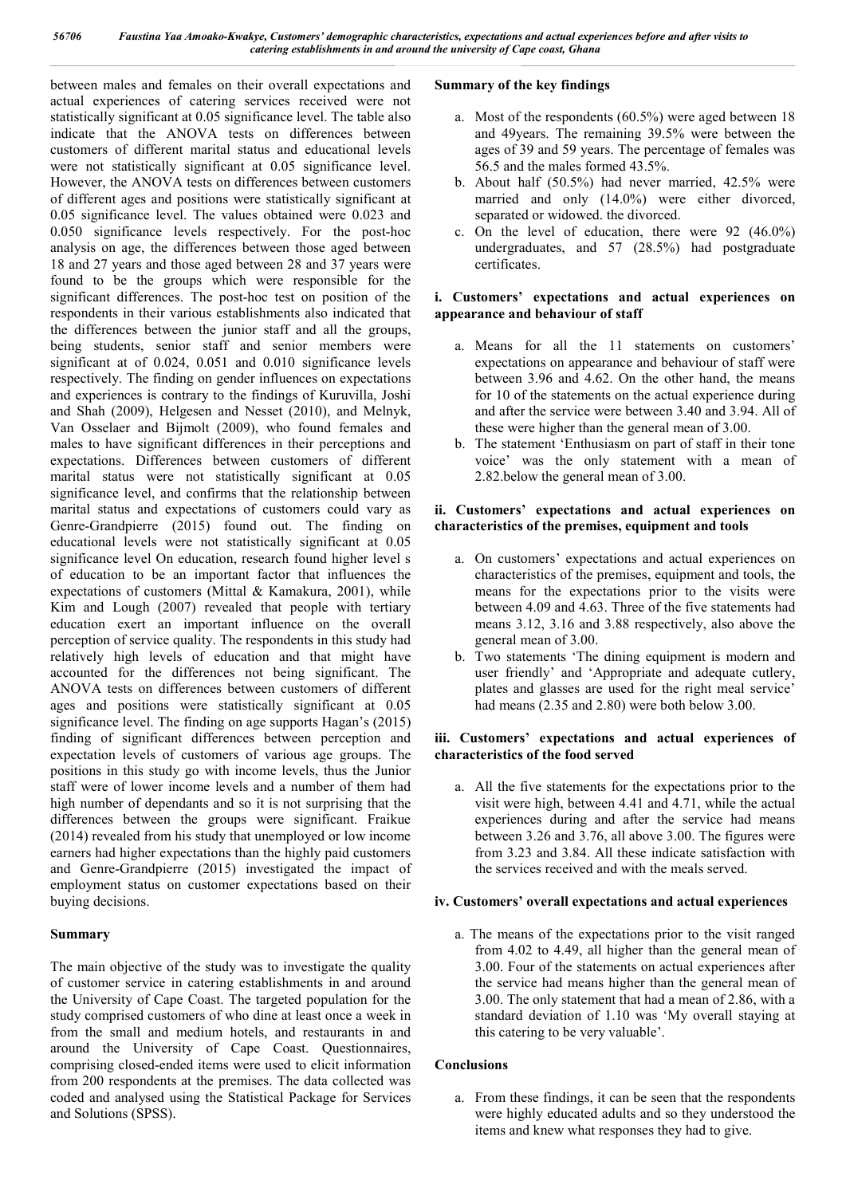between males and females on their overall expectations and actual experiences of catering services received were not statistically significant at 0.05 significance level. The table also indicate that the ANOVA tests on differences between customers of different marital status and educational levels were not statistically significant at 0.05 significance level. However, the ANOVA tests on differences between customers of different ages and positions were statistically significant at 0.05 significance level. The values obtained were 0.023 and 0.050 significance levels respectively. For the post-hoc analysis on age, the differences between those aged between 18 and 27 years and those aged between 28 and 37 years were found to be the groups which were responsible for the significant differences. The post-hoc test on position of the respondents in their various establishments also indicated that the differences between the junior staff and all the groups, being students, senior staff and senior members were significant at of 0.024, 0.051 and 0.010 significance levels respectively. The finding on gender influences on expectations and experiences is contrary to the findings of Kuruvilla, Joshi and Shah (2009), Helgesen and Nesset (2010), and Melnyk, Van Osselaer and Bijmolt (2009), who found females and males to have significant differences in their perceptions and expectations. Differences between customers of different marital status were not statistically significant at 0.05 significance level, and confirms that the relationship between marital status and expectations of customers could vary as Genre-Grandpierre (2015) found out. The finding on educational levels were not statistically significant at 0.05 significance level On education, research found higher level s of education to be an important factor that influences the expectations of customers (Mittal & Kamakura, 2001), while Kim and Lough (2007) revealed that people with tertiary education exert an important influence on the overall perception of service quality. The respondents in this study had relatively high levels of education and that might have accounted for the differences not being significant. The ANOVA tests on differences between customers of different ages and positions were statistically significant at 0.05 significance level. The finding on age supports Hagan's (2015) finding of significant differences between perception and expectation levels of customers of various age groups. The positions in this study go with income levels, thus the Junior staff were of lower income levels and a number of them had high number of dependants and so it is not surprising that the differences between the groups were significant. Fraikue (2014) revealed from his study that unemployed or low income earners had higher expectations than the highly paid customers and Genre-Grandpierre (2015) investigated the impact of employment status on customer expectations based on their buying decisions.

## Summary

The main objective of the study was to investigate the quality of customer service in catering establishments in and around the University of Cape Coast. The targeted population for the study comprised customers of who dine at least once a week in from the small and medium hotels, and restaurants in and around the University of Cape Coast. Questionnaires, comprising closed-ended items were used to elicit information from 200 respondents at the premises. The data collected was coded and analysed using the Statistical Package for Services and Solutions (SPSS).

## Summary of the key findings

a. Most of the respondents (60.5%) were aged between 18 and 49years. The remaining 39.5% were between the ages of 39 and 59 years. The percentage of females was 56.5 and the males formed 43.5%.
b. About half (50.5%) had never married, 42.5% were married and only (14.0%) were either divorced, separated or widowed. the divorced.
c. On the level of education, there were 92 (46.0%) undergraduates, and 57 (28.5%) had postgraduate certificates.

### i. Customers' expectations and actual experiences on appearance and behaviour of staff

a. Means for all the 11 statements on customers' expectations on appearance and behaviour of staff were between 3.96 and 4.62. On the other hand, the means for 10 of the statements on the actual experience during and after the service were between 3.40 and 3.94. All of these were higher than the general mean of 3.00.
b. The statement 'Enthusiasm on part of staff in their tone voice' was the only statement with a mean of 2.82.below the general mean of 3.00.

### ii. Customers' expectations and actual experiences on characteristics of the premises, equipment and tools

a. On customers' expectations and actual experiences on characteristics of the premises, equipment and tools, the means for the expectations prior to the visits were between 4.09 and 4.63. Three of the five statements had means 3.12, 3.16 and 3.88 respectively, also above the general mean of 3.00.
b. Two statements 'The dining equipment is modern and user friendly' and 'Appropriate and adequate cutlery, plates and glasses are used for the right meal service' had means (2.35 and 2.80) were both below 3.00.

### iii. Customers' expectations and actual experiences of characteristics of the food served

a. All the five statements for the expectations prior to the visit were high, between 4.41 and 4.71, while the actual experiences during and after the service had means between 3.26 and 3.76, all above 3.00. The figures were from 3.23 and 3.84. All these indicate satisfaction with the services received and with the meals served.

### iv. Customers' overall expectations and actual experiences

a. The means of the expectations prior to the visit ranged from 4.02 to 4.49, all higher than the general mean of 3.00. Four of the statements on actual experiences after the service had means higher than the general mean of 3.00. The only statement that had a mean of 2.86, with a standard deviation of 1.10 was 'My overall staying at this catering to be very valuable'.

## Conclusions

a. From these findings, it can be seen that the respondents were highly educated adults and so they understood the items and knew what responses they had to give.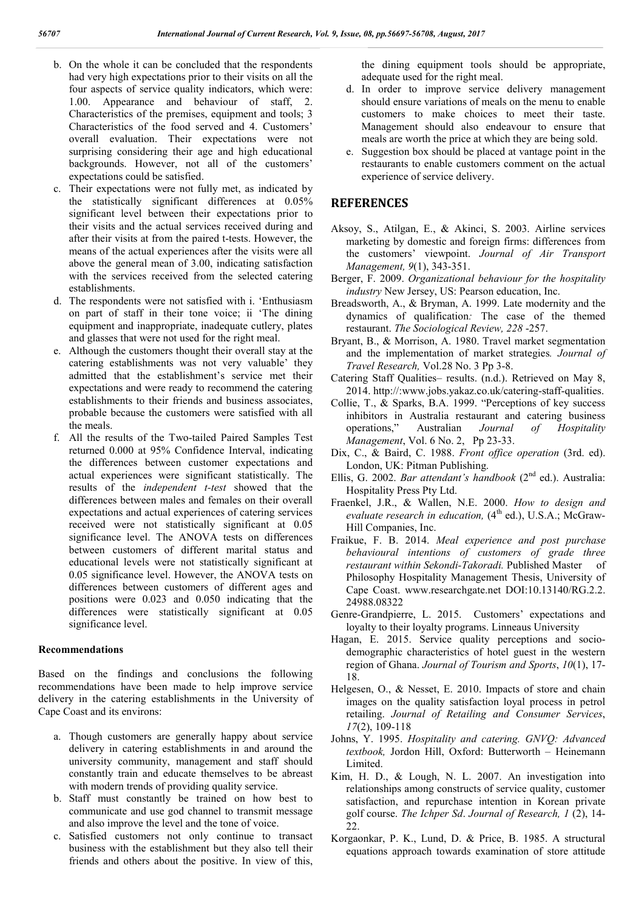b. On the whole it can be concluded that the respondents had very high expectations prior to their visits on all the four aspects of service quality indicators, which were: 1.00. Appearance and behaviour of staff, 2. Characteristics of the premises, equipment and tools; 3 Characteristics of the food served and 4. Customers' overall evaluation. Their expectations were not surprising considering their age and high educational backgrounds. However, not all of the customers' expectations could be satisfied.

c. Their expectations were not fully met, as indicated by the statistically significant differences at 0.05% significant level between their expectations prior to their visits and the actual services received during and after their visits at from the paired t-tests. However, the means of the actual experiences after the visits were all above the general mean of 3.00, indicating satisfaction with the services received from the selected catering establishments.

d. The respondents were not satisfied with i. 'Enthusiasm on part of staff in their tone voice; ii 'The dining equipment and inappropriate, inadequate cutlery, plates and glasses that were not used for the right meal.

e. Although the customers thought their overall stay at the catering establishments was not very valuable' they admitted that the establishment's service met their expectations and were ready to recommend the catering establishments to their friends and business associates, probable because the customers were satisfied with all the meals.

f. All the results of the Two-tailed Paired Samples Test returned 0.000 at 95% Confidence Interval, indicating the differences between customer expectations and actual experiences were significant statistically. The results of the *independent t-test* showed that the differences between males and females on their overall expectations and actual experiences of catering services received were not statistically significant at 0.05 significance level. The ANOVA tests on differences between customers of different marital status and educational levels were not statistically significant at 0.05 significance level. However, the ANOVA tests on differences between customers of different ages and positions were 0.023 and 0.050 indicating that the differences were statistically significant at 0.05 significance level.

**Recommendations**

Based on the findings and conclusions the following recommendations have been made to help improve service delivery in the catering establishments in the University of Cape Coast and its environs:

a. Though customers are generally happy about service delivery in catering establishments in and around the university community, management and staff should constantly train and educate themselves to be abreast with modern trends of providing quality service.

b. Staff must constantly be trained on how best to communicate and use god channel to transmit message and also improve the level and the tone of voice.

c. Satisfied customers not only continue to transact business with the establishment but they also tell their friends and others about the positive. In view of this, the dining equipment tools should be appropriate, adequate used for the right meal.

d. In order to improve service delivery management should ensure variations of meals on the menu to enable customers to make choices to meet their taste. Management should also endeavour to ensure that meals are worth the price at which they are being sold.

e. Suggestion box should be placed at vantage point in the restaurants to enable customers comment on the actual experience of service delivery.

## REFERENCES

Aksoy, S., Atilgan, E., & Akinci, S. 2003. Airline services marketing by domestic and foreign firms: differences from the customers' viewpoint. *Journal of Air Transport Management, 9*(1), 343-351.

Berger, F. 2009. *Organizational behaviour for the hospitality industry* New Jersey, US: Pearson education, Inc.

Breadsworth, A., & Bryman, A. 1999. Late modernity and the dynamics of qualification*:* The case of the themed restaurant. *The Sociological Review, 228* -257.

Bryant, B., & Morrison, A. 1980. Travel market segmentation and the implementation of market strategies*. Journal of Travel Research,* Vol.28 No. 3 Pp 3-8.

Catering Staff Qualities– results. (n.d.). Retrieved on May 8, 2014. http://:www.jobs.yakaz.co.uk/catering-staff-qualities.

Collie, T., & Sparks, B.A. 1999. "Perceptions of key success inhibitors in Australia restaurant and catering business operations," Australian *Journal of Hospitality Management*, Vol. 6 No. 2, Pp 23-33.

Dix, C., & Baird, C. 1988. *Front office operation* (3rd. ed). London, UK: Pitman Publishing.

Ellis, G. 2002. *Bar attendant's handbook* (2nd ed.). Australia: Hospitality Press Pty Ltd.

Fraenkel, J.R., & Wallen, N.E. 2000. *How to design and evaluate research in education,* (4th ed.), U.S.A.; McGraw-Hill Companies, Inc.

Fraikue, F. B. 2014. *Meal experience and post purchase behavioural intentions of customers of grade three restaurant within Sekondi-Takoradi.* Published Master of Philosophy Hospitality Management Thesis, University of Cape Coast. www.researchgate.net DOI:10.13140/RG.2.2.24988.08322

Genre-Grandpierre, L. 2015. Customers' expectations and loyalty to their loyalty programs. Linneaus University

Hagan, E. 2015. Service quality perceptions and socio-demographic characteristics of hotel guest in the western region of Ghana. *Journal of Tourism and Sports*, *10*(1), 17-18.

Helgesen, O., & Nesset, E. 2010. Impacts of store and chain images on the quality satisfaction loyal process in petrol retailing. *Journal of Retailing and Consumer Services*, *17*(2), 109-118

Johns, Y. 1995. *Hospitality and catering. GNVQ: Advanced textbook,* Jordon Hill, Oxford: Butterworth – Heinemann Limited.

Kim, H. D., & Lough, N. L. 2007. An investigation into relationships among constructs of service quality, customer satisfaction, and repurchase intention in Korean private golf course. *The Ichper Sd*. *Journal of Research, 1* (2), 14-22.

Korgaonkar, P. K., Lund, D. & Price, B. 1985. A structural equations approach towards examination of store attitude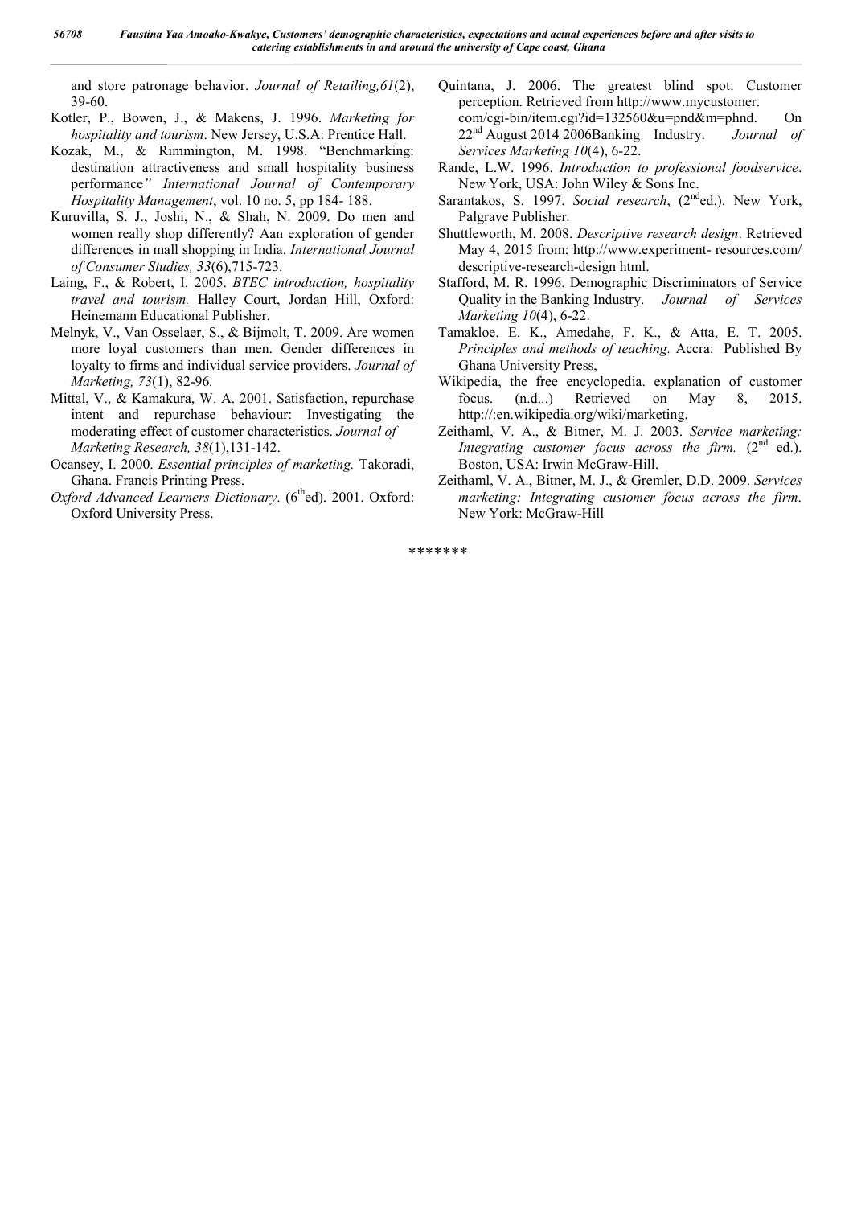and store patronage behavior. *Journal of Retailing,61*(2), 39-60.

Kotler, P., Bowen, J., & Makens, J. 1996. *Marketing for hospitality and tourism*. New Jersey, U.S.A: Prentice Hall.

Kozak, M., & Rimmington, M. 1998. "Benchmarking: destination attractiveness and small hospitality business performance*" International Journal of Contemporary Hospitality Management*, vol. 10 no. 5, pp 184- 188.

Kuruvilla, S. J., Joshi, N., & Shah, N. 2009. Do men and women really shop differently? Aan exploration of gender differences in mall shopping in India. *International Journal of Consumer Studies, 33*(6),715-723.

Laing, F., & Robert, I. 2005. *BTEC introduction, hospitality travel and tourism.* Halley Court, Jordan Hill, Oxford: Heinemann Educational Publisher.

Melnyk, V., Van Osselaer, S., & Bijmolt, T. 2009. Are women more loyal customers than men. Gender differences in loyalty to firms and individual service providers. *Journal of Marketing, 73*(1), 82-96*.*

Mittal, V., & Kamakura, W. A. 2001. Satisfaction, repurchase intent and repurchase behaviour: Investigating the moderating effect of customer characteristics. *Journal of Marketing Research, 38*(1),131-142.

Ocansey, I. 2000. *Essential principles of marketing.* Takoradi, Ghana. Francis Printing Press.

*Oxford Advanced Learners Dictionary*. (6th ed). 2001. Oxford: Oxford University Press.

Quintana, J. 2006. The greatest blind spot: Customer perception. Retrieved from http://www.mycustomer. com/cgi-bin/item.cgi?id=132560&u=pnd&m=phnd. On 22nd August 2014 2006Banking Industry. *Journal of Services Marketing 10*(4), 6-22.

Rande, L.W. 1996. *Introduction to professional foodservice*. New York, USA: John Wiley & Sons Inc.

Sarantakos, S. 1997. *Social research*, (2nd ed.). New York, Palgrave Publisher.

Shuttleworth, M. 2008. *Descriptive research design*. Retrieved May 4, 2015 from: http://www.experiment- resources.com/ descriptive-research-design html.

Stafford, M. R. 1996. Demographic Discriminators of Service Quality in the Banking Industry. *Journal of Services Marketing 10*(4), 6-22.

Tamakloe. E. K., Amedahe, F. K., & Atta, E. T. 2005. *Principles and methods of teaching.* Accra: Published By Ghana University Press,

Wikipedia, the free encyclopedia. explanation of customer focus. (n.d...) Retrieved on May 8, 2015. http://:en.wikipedia.org/wiki/marketing.

Zeithaml, V. A., & Bitner, M. J. 2003. *Service marketing: Integrating customer focus across the firm.* (2nd ed.). Boston, USA: Irwin McGraw-Hill.

Zeithaml, V. A., Bitner, M. J., & Gremler, D.D. 2009. *Services marketing: Integrating customer focus across the firm*. New York: McGraw-Hill

*******